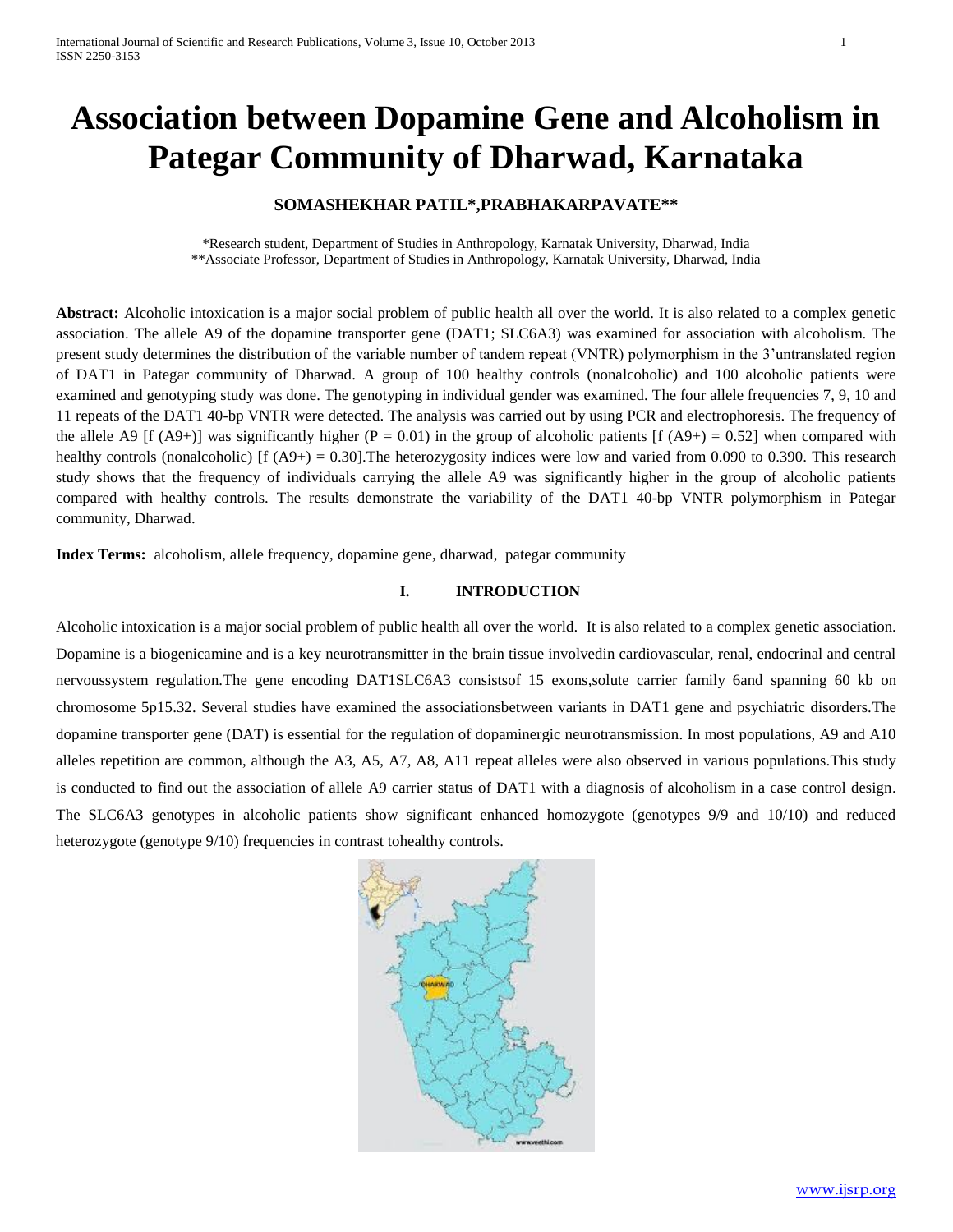# Association between Dopamine Gene and Alcoholism in Pategar Community of Dharwad, Karnataka

**SOMASHEKHAR PATIL*,PRABHAKARPAVATE****

*Research student, Department of Studies in Anthropology, Karnatak University, Dharwad, India
**Associate Professor, Department of Studies in Anthropology, Karnatak University, Dharwad, India

**Abstract:** Alcoholic intoxication is a major social problem of public health all over the world. It is also related to a complex genetic association. The allele A9 of the dopamine transporter gene (DAT1; SLC6A3) was examined for association with alcoholism. The present study determines the distribution of the variable number of tandem repeat (VNTR) polymorphism in the 3'untranslated region of DAT1 in Pategar community of Dharwad. A group of 100 healthy controls (nonalcoholic) and 100 alcoholic patients were examined and genotyping study was done. The genotyping in individual gender was examined. The four allele frequencies 7, 9, 10 and 11 repeats of the DAT1 40-bp VNTR were detected. The analysis was carried out by using PCR and electrophoresis. The frequency of the allele A9 [f (A9+)] was significantly higher ($P = 0.01$) in the group of alcoholic patients [f (A9+) = 0.52] when compared with healthy controls (nonalcoholic) [f (A9+) = 0.30].The heterozygosity indices were low and varied from 0.090 to 0.390. This research study shows that the frequency of individuals carrying the allele A9 was significantly higher in the group of alcoholic patients compared with healthy controls. The results demonstrate the variability of the DAT1 40-bp VNTR polymorphism in Pategar community, Dharwad.

**Index Terms:** alcoholism, allele frequency, dopamine gene, dharwad, pategar community

## I. INTRODUCTION

Alcoholic intoxication is a major social problem of public health all over the world. It is also related to a complex genetic association. Dopamine is a biogenicamine and is a key neurotransmitter in the brain tissue involvedin cardiovascular, renal, endocrinal and central nervoussystem regulation.The gene encoding DAT1SLC6A3 consistsof 15 exons,solute carrier family 6and spanning 60 kb on chromosome 5p15.32. Several studies have examined the associationsbetween variants in DAT1 gene and psychiatric disorders.The dopamine transporter gene (DAT) is essential for the regulation of dopaminergic neurotransmission. In most populations, A9 and A10 alleles repetition are common, although the A3, A5, A7, A8, A11 repeat alleles were also observed in various populations.This study is conducted to find out the association of allele A9 carrier status of DAT1 with a diagnosis of alcoholism in a case control design. The SLC6A3 genotypes in alcoholic patients show significant enhanced homozygote (genotypes 9/9 and 10/10) and reduced heterozygote (genotype 9/10) frequencies in contrast tohealthy controls.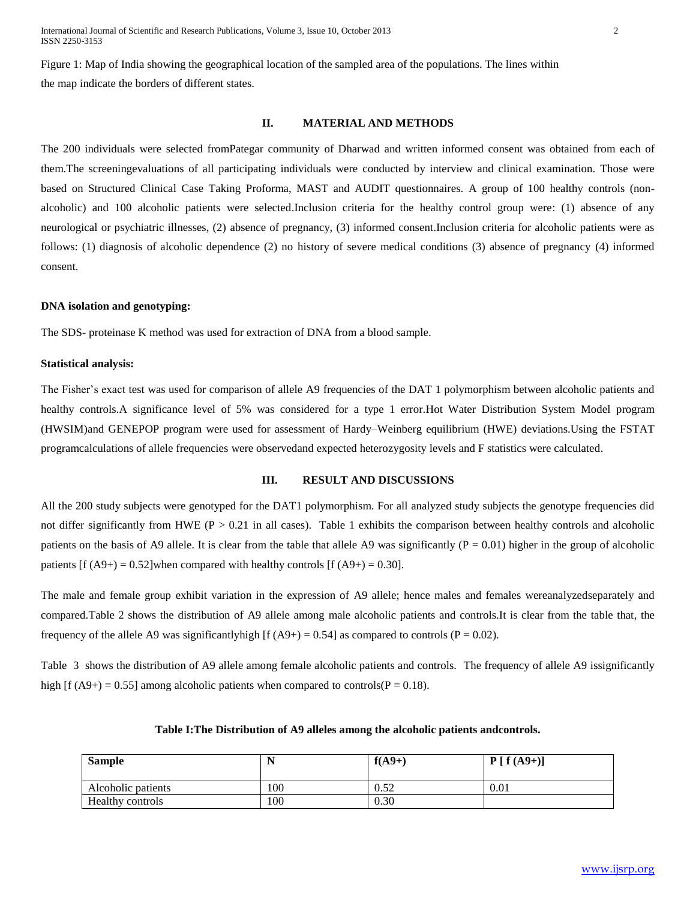Figure 1: Map of India showing the geographical location of the sampled area of the populations. The lines within the map indicate the borders of different states.

## II. MATERIAL AND METHODS

The 200 individuals were selected fromPategar community of Dharwad and written informed consent was obtained from each of them.The screeningevaluations of all participating individuals were conducted by interview and clinical examination. Those were based on Structured Clinical Case Taking Proforma, MAST and AUDIT questionnaires. A group of 100 healthy controls (non-alcoholic) and 100 alcoholic patients were selected.Inclusion criteria for the healthy control group were: (1) absence of any neurological or psychiatric illnesses, (2) absence of pregnancy, (3) informed consent.Inclusion criteria for alcoholic patients were as follows: (1) diagnosis of alcoholic dependence (2) no history of severe medical conditions (3) absence of pregnancy (4) informed consent.

**DNA isolation and genotyping:**

The SDS- proteinase K method was used for extraction of DNA from a blood sample.

**Statistical analysis:**

The Fisher's exact test was used for comparison of allele A9 frequencies of the DAT 1 polymorphism between alcoholic patients and healthy controls.A significance level of 5% was considered for a type 1 error.Hot Water Distribution System Model program (HWSIM)and GENEPOP program were used for assessment of Hardy–Weinberg equilibrium (HWE) deviations.Using the FSTAT programcalculations of allele frequencies were observedand expected heterozygosity levels and F statistics were calculated.

## III. RESULT AND DISCUSSIONS

All the 200 study subjects were genotyped for the DAT1 polymorphism. For all analyzed study subjects the genotype frequencies did not differ significantly from HWE ($P > 0.21$ in all cases). Table 1 exhibits the comparison between healthy controls and alcoholic patients on the basis of A9 allele. It is clear from the table that allele A9 was significantly ($P = 0.01$) higher in the group of alcoholic patients [f (A9+) = 0.52]when compared with healthy controls [f (A9+) = 0.30].

The male and female group exhibit variation in the expression of A9 allele; hence males and females wereanalyzedseparately and compared.Table 2 shows the distribution of A9 allele among male alcoholic patients and controls.It is clear from the table that, the frequency of the allele A9 was significantlyhigh [f (A9+) = 0.54] as compared to controls ($P = 0.02$).

Table 3 shows the distribution of A9 allele among female alcoholic patients and controls. The frequency of allele A9 issignificantly high [f (A9+) = 0.55] among alcoholic patients when compared to controls($P = 0.18$).

**Table I:The Distribution of A9 alleles among the alcoholic patients andcontrols.**

| Sample | N | f(A9+) | P [ f (A9+)] |
|---|---|---|---|
| Alcoholic patients | 100 | 0.52 | 0.01 |
| Healthy controls | 100 | 0.30 | |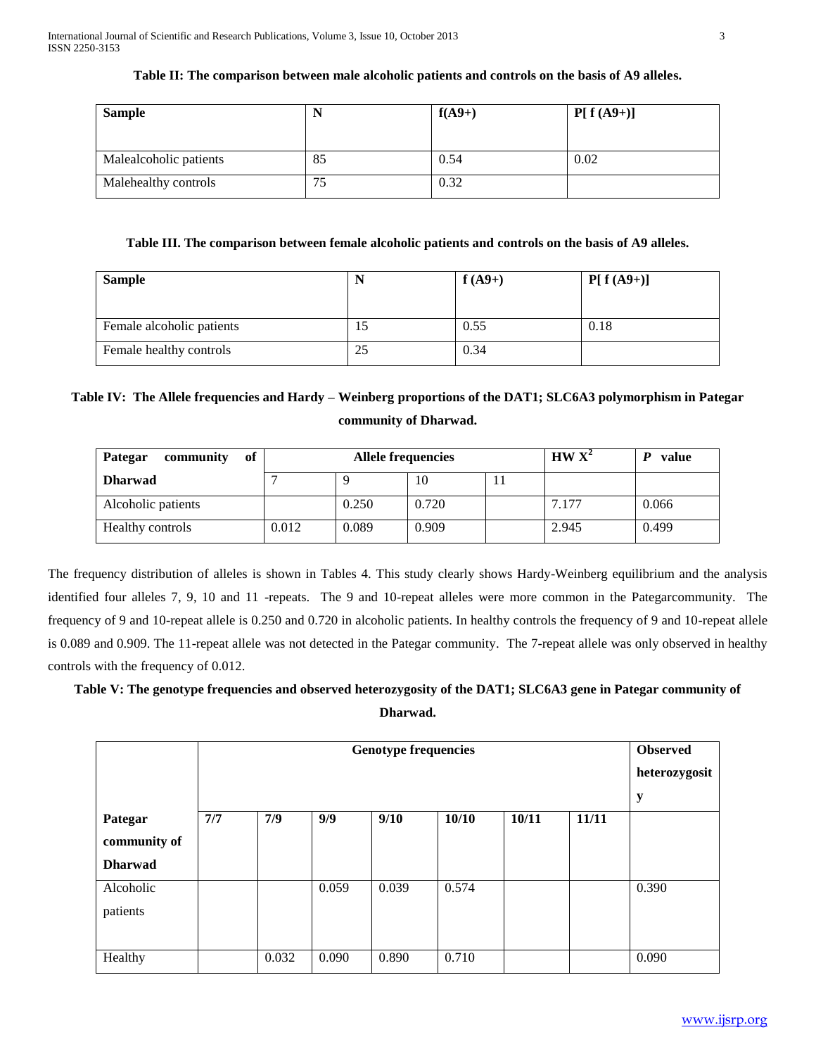**Table II: The comparison between male alcoholic patients and controls on the basis of A9 alleles.**

| Sample | N | f(A9+) | P[ f (A9+)] |
|---|---|---|---|
| Malealcoholic patients | 85 | 0.54 | 0.02 |
| Malehealthy controls | 75 | 0.32 | |

**Table III. The comparison between female alcoholic patients and controls on the basis of A9 alleles.**

| Sample | N | f (A9+) | P[ f (A9+)] |
|---|---|---|---|
| Female alcoholic patients | 15 | 0.55 | 0.18 |
| Female healthy controls | 25 | 0.34 | |

**Table IV: The Allele frequencies and Hardy – Weinberg proportions of the DAT1; SLC6A3 polymorphism in Pategar community of Dharwad.**

| Pategar community of Dharwad | Allele frequencies | | | | HW $X^2$ | *P* value |
|---|---|---|---|---|---|---|
| | 7 | 9 | 10 | 11 | | |
| Alcoholic patients | | 0.250 | 0.720 | | 7.177 | 0.066 |
| Healthy controls | 0.012 | 0.089 | 0.909 | | 2.945 | 0.499 |

The frequency distribution of alleles is shown in Tables 4. This study clearly shows Hardy-Weinberg equilibrium and the analysis identified four alleles 7, 9, 10 and 11 -repeats. The 9 and 10-repeat alleles were more common in the Pategarcommunity. The frequency of 9 and 10-repeat allele is 0.250 and 0.720 in alcoholic patients. In healthy controls the frequency of 9 and 10-repeat allele is 0.089 and 0.909. The 11-repeat allele was not detected in the Pategar community. The 7-repeat allele was only observed in healthy controls with the frequency of 0.012.

**Table V: The genotype frequencies and observed heterozygosity of the DAT1; SLC6A3 gene in Pategar community of Dharwad.**

| | Genotype frequencies | | | | | | | Observed heterozygosity |
|---|---|---|---|---|---|---|---|---|
| Pategar community of Dharwad | 7/7 | 7/9 | 9/9 | 9/10 | 10/10 | 10/11 | 11/11 | |
| Alcoholic patients | | | 0.059 | 0.039 | 0.574 | | | 0.390 |
| Healthy | | 0.032 | 0.090 | 0.890 | 0.710 | | | 0.090 |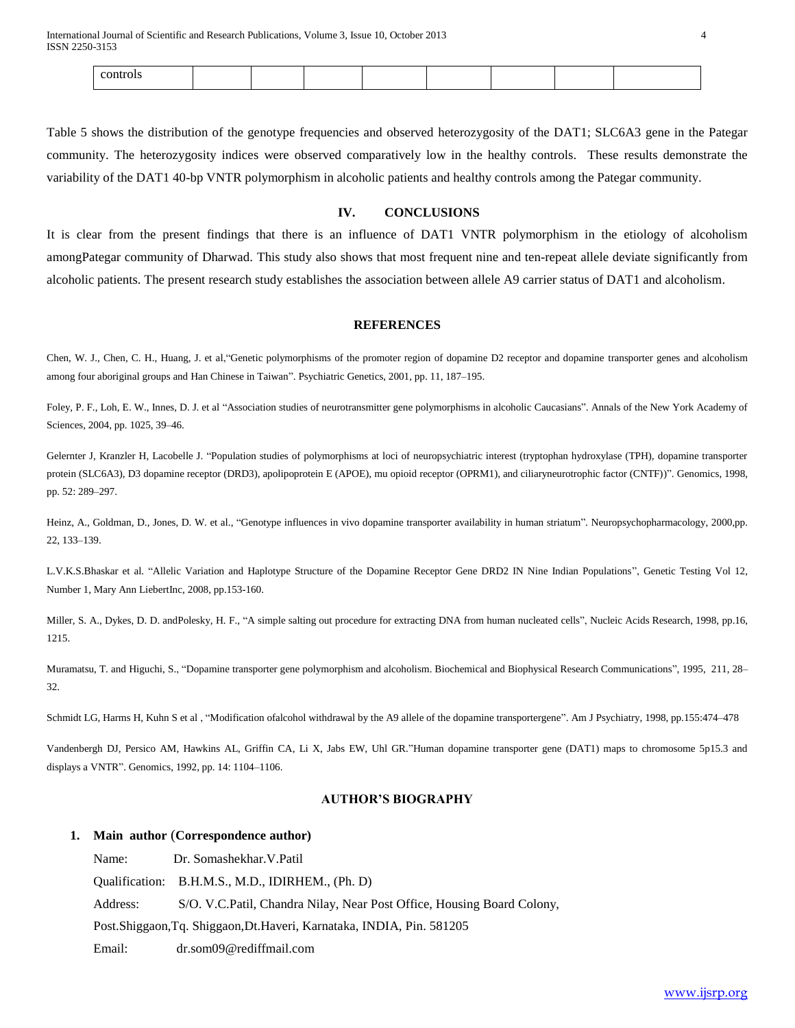| controls | | | | | | | | |
|---|---|---|---|---|---|---|---|---|

Table 5 shows the distribution of the genotype frequencies and observed heterozygosity of the DAT1; SLC6A3 gene in the Pategar community. The heterozygosity indices were observed comparatively low in the healthy controls. These results demonstrate the variability of the DAT1 40-bp VNTR polymorphism in alcoholic patients and healthy controls among the Pategar community.

## IV. CONCLUSIONS

It is clear from the present findings that there is an influence of DAT1 VNTR polymorphism in the etiology of alcoholism amongPategar community of Dharwad. This study also shows that most frequent nine and ten-repeat allele deviate significantly from alcoholic patients. The present research study establishes the association between allele A9 carrier status of DAT1 and alcoholism.

## REFERENCES

Chen, W. J., Chen, C. H., Huang, J. et al,"Genetic polymorphisms of the promoter region of dopamine D2 receptor and dopamine transporter genes and alcoholism among four aboriginal groups and Han Chinese in Taiwan". Psychiatric Genetics, 2001, pp. 11, 187–195.

Foley, P. F., Loh, E. W., Innes, D. J. et al "Association studies of neurotransmitter gene polymorphisms in alcoholic Caucasians". Annals of the New York Academy of Sciences, 2004, pp. 1025, 39–46.

Gelernter J, Kranzler H, Lacobelle J. "Population studies of polymorphisms at loci of neuropsychiatric interest (tryptophan hydroxylase (TPH), dopamine transporter protein (SLC6A3), D3 dopamine receptor (DRD3), apolipoprotein E (APOE), mu opioid receptor (OPRM1), and ciliaryneurotrophic factor (CNTF))". Genomics, 1998, pp. 52: 289–297.

Heinz, A., Goldman, D., Jones, D. W. et al., "Genotype influences in vivo dopamine transporter availability in human striatum". Neuropsychopharmacology, 2000,pp. 22, 133–139.

L.V.K.S.Bhaskar et al. "Allelic Variation and Haplotype Structure of the Dopamine Receptor Gene DRD2 IN Nine Indian Populations", Genetic Testing Vol 12, Number 1, Mary Ann LiebertInc, 2008, pp.153-160.

Miller, S. A., Dykes, D. D. andPolesky, H. F., "A simple salting out procedure for extracting DNA from human nucleated cells", Nucleic Acids Research, 1998, pp.16, 1215.

Muramatsu, T. and Higuchi, S., "Dopamine transporter gene polymorphism and alcoholism. Biochemical and Biophysical Research Communications", 1995, 211, 28–32.

Schmidt LG, Harms H, Kuhn S et al , "Modification ofalcohol withdrawal by the A9 allele of the dopamine transportergene". Am J Psychiatry, 1998, pp.155:474–478

Vandenbergh DJ, Persico AM, Hawkins AL, Griffin CA, Li X, Jabs EW, Uhl GR."Human dopamine transporter gene (DAT1) maps to chromosome 5p15.3 and displays a VNTR". Genomics, 1992, pp. 14: 1104–1106.

## AUTHOR'S BIOGRAPHY

1. **Main author (Correspondence author)**

Name: Dr. Somashekhar.V.Patil

Qualification: B.H.M.S., M.D., IDIRHEM., (Ph. D)

Address: S/O. V.C.Patil, Chandra Nilay, Near Post Office, Housing Board Colony, Post.Shiggaon,Tq. Shiggaon,Dt.Haveri, Karnataka, INDIA, Pin. 581205

Email: dr.som09@rediffmail.com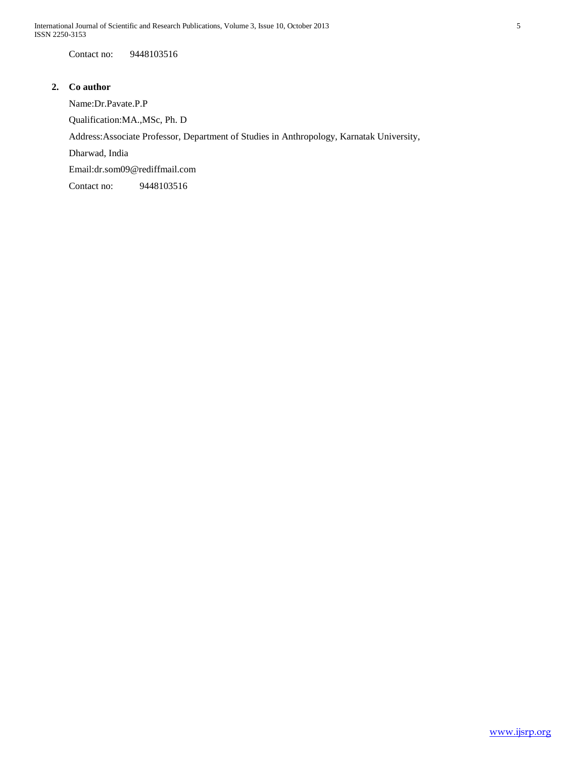Contact no: 9448103516

**2. Co author**

Name:Dr.Pavate.P.P

Qualification:MA.,MSc, Ph. D

Address:Associate Professor, Department of Studies in Anthropology, Karnatak University,

Dharwad, India

Email:dr.som09@rediffmail.com

Contact no: 9448103516